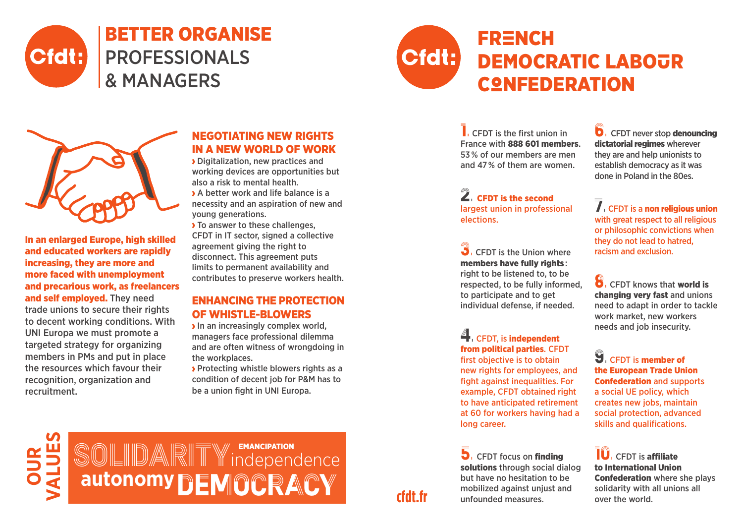# BETTER ORGANISE PROFESSIONALS & MANAGERS

**In an enlarged Europe, high skilled and educated workers are rapidly increasing, they are more and more faced with unemployment and precarious work, as freelancers and self employed.** They need trade unions to secure their rights to decent working conditions. With UNI Europa we must promote a targeted strategy for organizing members in PMs and put in place the resources which favour their recognition, organization and recruitment.

## NEGOTIATING NEW RIGHTS IN A NEW WORLD OF WORK

› Digitalization, new practices and working devices are opportunities but also a risk to mental health.
› A better work and life balance is a necessity and an aspiration of new and young generations.
› To answer to these challenges, CFDT in IT sector, signed a collective agreement giving the right to disconnect. This agreement puts limits to permanent availability and contributes to preserve workers health.

## ENHANCING THE PROTECTION OF WHISTLE-BLOWERS

› In an increasingly complex world, managers face professional dilemma and are often witness of wrongdoing in the workplaces.
› Protecting whistle blowers rights as a condition of decent job for P&M has to be a union fight in UNI Europa.

**OUR VALUES**

SOLIDARITY EMANCIPATION independence autonomy DEMOCRACY

cfdt.fr

# FRENCH DEMOCRATIC LABOUR CONFEDERATION

1. CFDT is the first union in France with **888 601 members**. 53 % of our members are men and 47 % of them are women.

2. **CFDT is the second** largest union in professional elections.

3. CFDT is the Union where **members have fully rights**: right to be listened to, to be respected, to be fully informed, to participate and to get individual defense, if needed.

4. CFDT, is **independent from political parties**. CFDT first objective is to obtain new rights for employees, and fight against inequalities. For example, CFDT obtained right to have anticipated retirement at 60 for workers having had a long career.

5. CFDT focus on **finding solutions** through social dialog but have no hesitation to be mobilized against unjust and unfounded measures.

6. CFDT never stop **denouncing dictatorial regimes** wherever they are and help unionists to establish democracy as it was done in Poland in the 80es.

7. CFDT is a **non religious union** with great respect to all religious or philosophic convictions when they do not lead to hatred, racism and exclusion.

8. CFDT knows that **world is changing very fast** and unions need to adapt in order to tackle work market, new workers needs and job insecurity.

9. CFDT is **member of the European Trade Union Confederation** and supports a social UE policy, which creates new jobs, maintain social protection, advanced skills and qualifications.

10. CFDT is **affiliate to International Union Confederation** where she plays solidarity with all unions all over the world.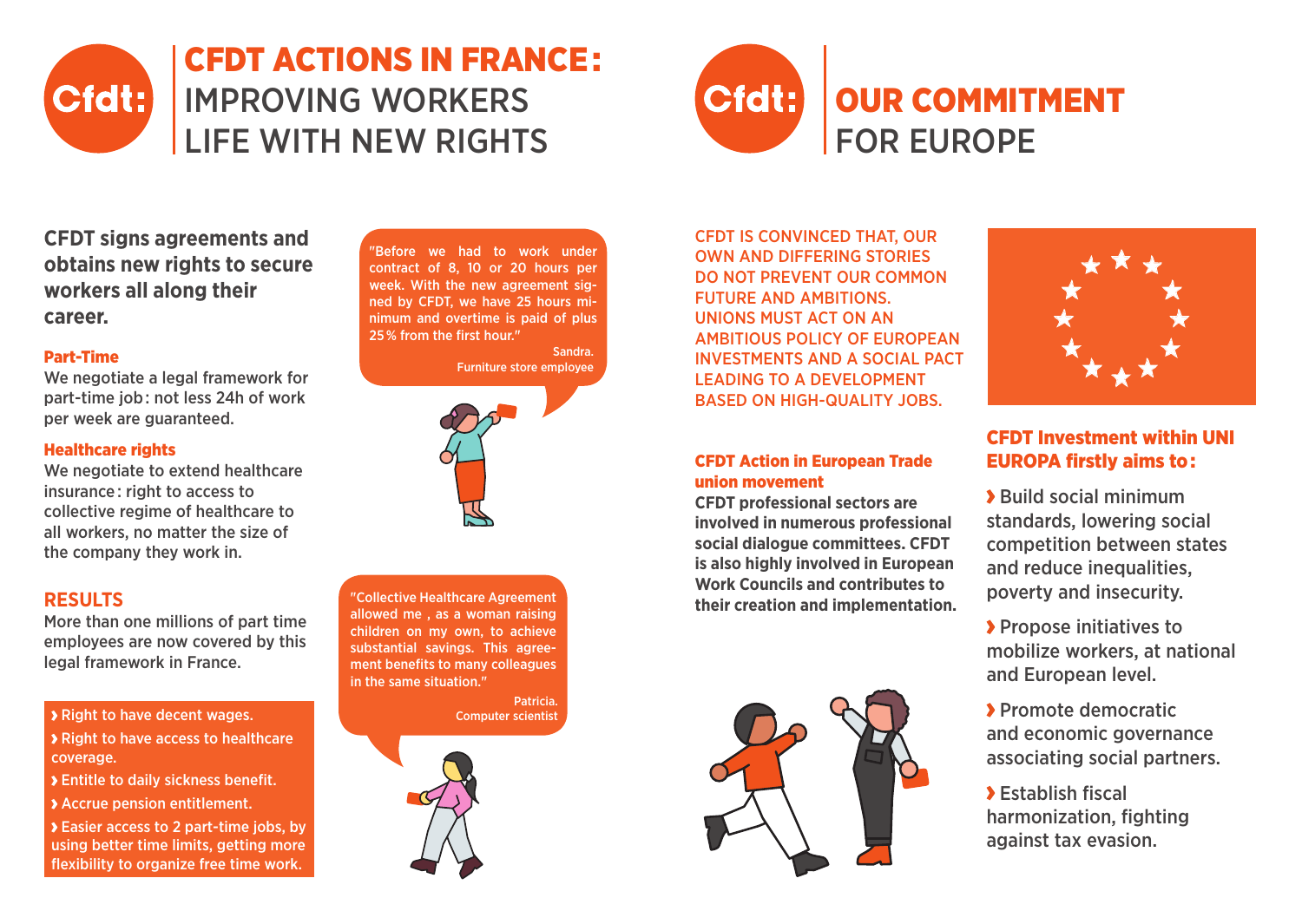# CFDT ACTIONS IN FRANCE: IMPROVING WORKERS LIFE WITH NEW RIGHTS

**CFDT signs agreements and obtains new rights to secure workers all along their career.**

### Part-Time

We negotiate a legal framework for part-time job: not less 24h of work per week are guaranteed.

### Healthcare rights

We negotiate to extend healthcare insurance: right to access to collective regime of healthcare to all workers, no matter the size of the company they work in.

### RESULTS

More than one millions of part time employees are now covered by this legal framework in France.

- Right to have decent wages.
- Right to have access to healthcare coverage.
- Entitle to daily sickness benefit.
- Accrue pension entitlement.
- Easier access to 2 part-time jobs, by using better time limits, getting more flexibility to organize free time work.

"Before we had to work under contract of 8, 10 or 20 hours per week. With the new agreement signed by CFDT, we have 25 hours minimum and overtime is paid of plus 25% from the first hour."

Sandra.
Furniture store employee

"Collective Healthcare Agreement allowed me , as a woman raising children on my own, to achieve substantial savings. This agreement benefits to many colleagues in the same situation."

Patricia.
Computer scientist

# OUR COMMITMENT FOR EUROPE

CFDT IS CONVINCED THAT, OUR OWN AND DIFFERING STORIES DO NOT PREVENT OUR COMMON FUTURE AND AMBITIONS. UNIONS MUST ACT ON AN AMBITIOUS POLICY OF EUROPEAN INVESTMENTS AND A SOCIAL PACT LEADING TO A DEVELOPMENT BASED ON HIGH-QUALITY JOBS.

### CFDT Action in European Trade union movement

**CFDT professional sectors are involved in numerous professional social dialogue committees. CFDT is also highly involved in European Work Councils and contributes to their creation and implementation.**

### CFDT Investment within UNI EUROPA firstly aims to:

- Build social minimum standards, lowering social competition between states and reduce inequalities, poverty and insecurity.
- Propose initiatives to mobilize workers, at national and European level.
- Promote democratic and economic governance associating social partners.
- Establish fiscal harmonization, fighting against tax evasion.